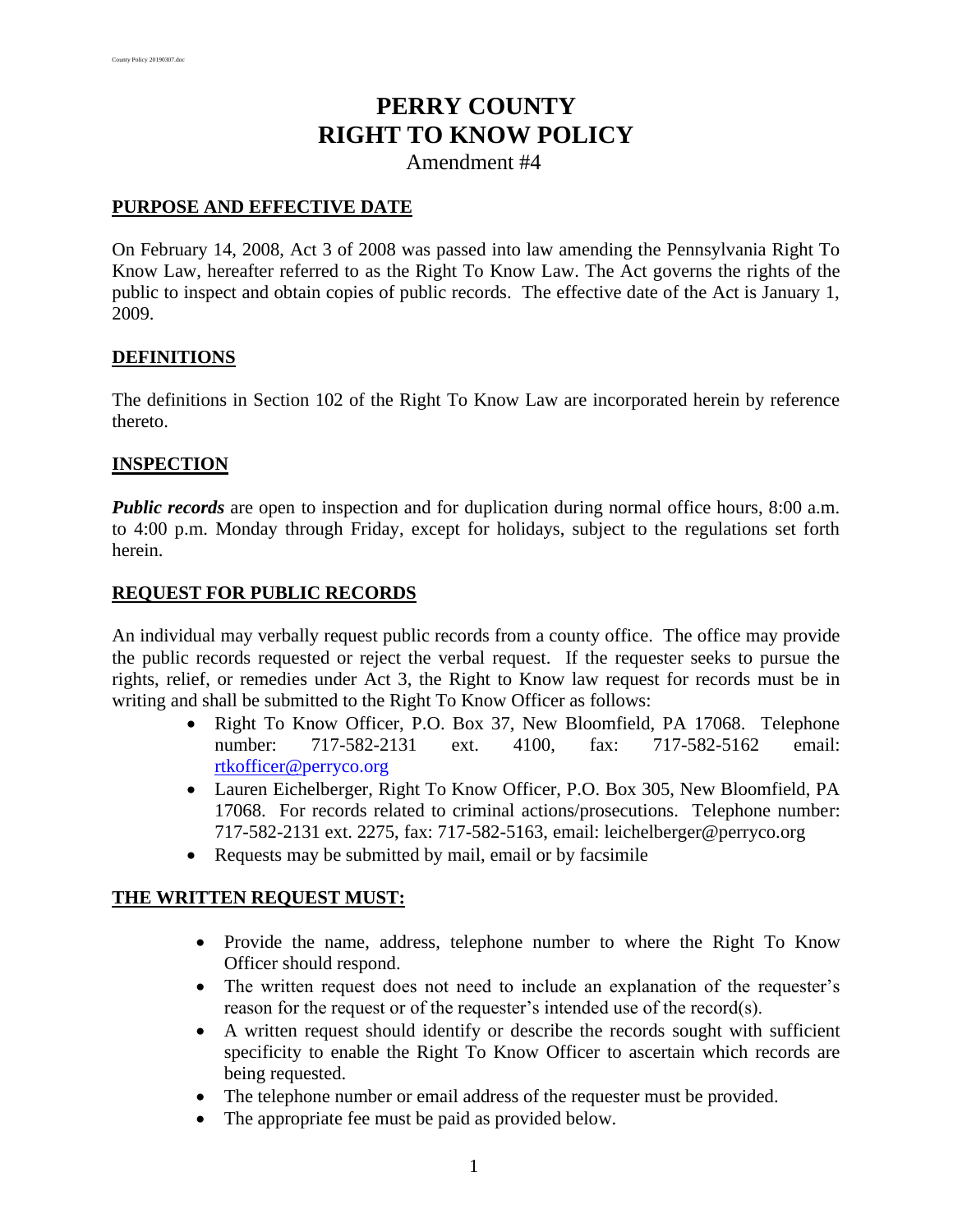# PERRY COUNTY
# RIGHT TO KNOW POLICY

Amendment #4

## PURPOSE AND EFFECTIVE DATE

On February 14, 2008, Act 3 of 2008 was passed into law amending the Pennsylvania Right To Know Law, hereafter referred to as the Right To Know Law. The Act governs the rights of the public to inspect and obtain copies of public records. The effective date of the Act is January 1, 2009.

## DEFINITIONS

The definitions in Section 102 of the Right To Know Law are incorporated herein by reference thereto.

## INSPECTION

***Public records*** are open to inspection and for duplication during normal office hours, 8:00 a.m. to 4:00 p.m. Monday through Friday, except for holidays, subject to the regulations set forth herein.

## REQUEST FOR PUBLIC RECORDS

An individual may verbally request public records from a county office. The office may provide the public records requested or reject the verbal request. If the requester seeks to pursue the rights, relief, or remedies under Act 3, the Right to Know law request for records must be in writing and shall be submitted to the Right To Know Officer as follows:

- Right To Know Officer, P.O. Box 37, New Bloomfield, PA 17068. Telephone number: 717-582-2131 ext. 4100, fax: 717-582-5162 email: rtkofficer@perryco.org
- Lauren Eichelberger, Right To Know Officer, P.O. Box 305, New Bloomfield, PA 17068. For records related to criminal actions/prosecutions. Telephone number: 717-582-2131 ext. 2275, fax: 717-582-5163, email: leichelberger@perryco.org
- Requests may be submitted by mail, email or by facsimile

## THE WRITTEN REQUEST MUST:

- Provide the name, address, telephone number to where the Right To Know Officer should respond.
- The written request does not need to include an explanation of the requester's reason for the request or of the requester's intended use of the record(s).
- A written request should identify or describe the records sought with sufficient specificity to enable the Right To Know Officer to ascertain which records are being requested.
- The telephone number or email address of the requester must be provided.
- The appropriate fee must be paid as provided below.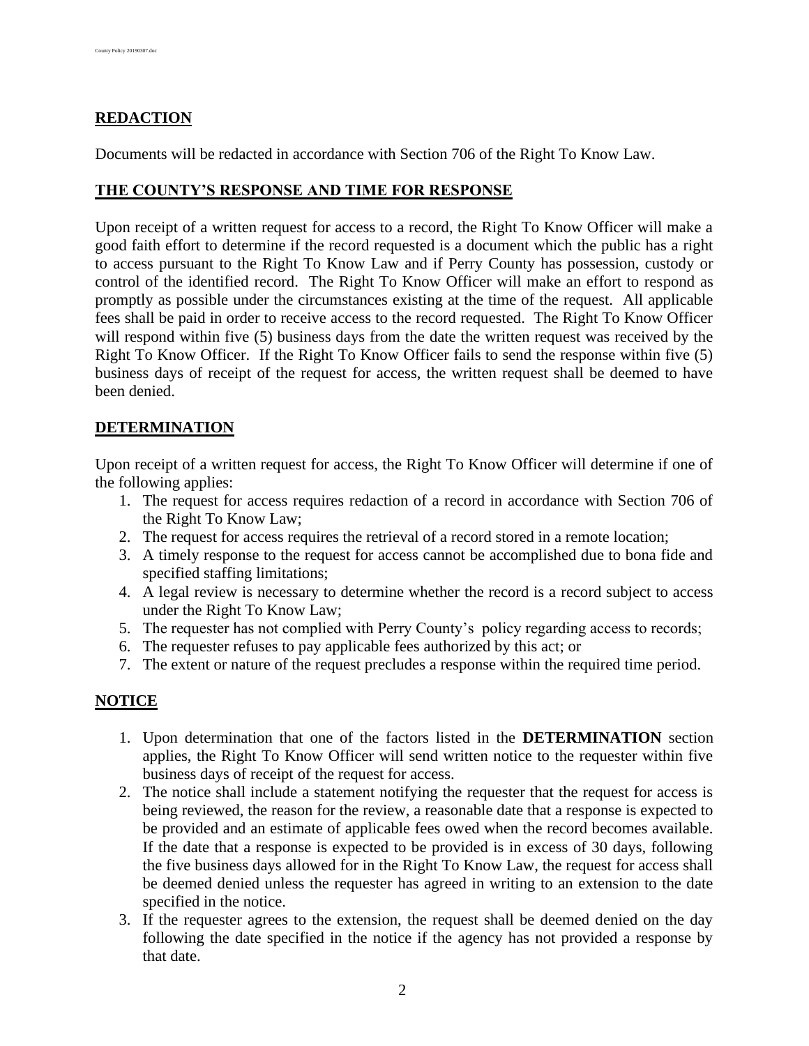## REDACTION

Documents will be redacted in accordance with Section 706 of the Right To Know Law.

## THE COUNTY'S RESPONSE AND TIME FOR RESPONSE

Upon receipt of a written request for access to a record, the Right To Know Officer will make a good faith effort to determine if the record requested is a document which the public has a right to access pursuant to the Right To Know Law and if Perry County has possession, custody or control of the identified record. The Right To Know Officer will make an effort to respond as promptly as possible under the circumstances existing at the time of the request. All applicable fees shall be paid in order to receive access to the record requested. The Right To Know Officer will respond within five (5) business days from the date the written request was received by the Right To Know Officer. If the Right To Know Officer fails to send the response within five (5) business days of receipt of the request for access, the written request shall be deemed to have been denied.

## DETERMINATION

Upon receipt of a written request for access, the Right To Know Officer will determine if one of the following applies:

1. The request for access requires redaction of a record in accordance with Section 706 of the Right To Know Law;
2. The request for access requires the retrieval of a record stored in a remote location;
3. A timely response to the request for access cannot be accomplished due to bona fide and specified staffing limitations;
4. A legal review is necessary to determine whether the record is a record subject to access under the Right To Know Law;
5. The requester has not complied with Perry County's policy regarding access to records;
6. The requester refuses to pay applicable fees authorized by this act; or
7. The extent or nature of the request precludes a response within the required time period.

## NOTICE

1. Upon determination that one of the factors listed in the **DETERMINATION** section applies, the Right To Know Officer will send written notice to the requester within five business days of receipt of the request for access.
2. The notice shall include a statement notifying the requester that the request for access is being reviewed, the reason for the review, a reasonable date that a response is expected to be provided and an estimate of applicable fees owed when the record becomes available. If the date that a response is expected to be provided is in excess of 30 days, following the five business days allowed for in the Right To Know Law, the request for access shall be deemed denied unless the requester has agreed in writing to an extension to the date specified in the notice.
3. If the requester agrees to the extension, the request shall be deemed denied on the day following the date specified in the notice if the agency has not provided a response by that date.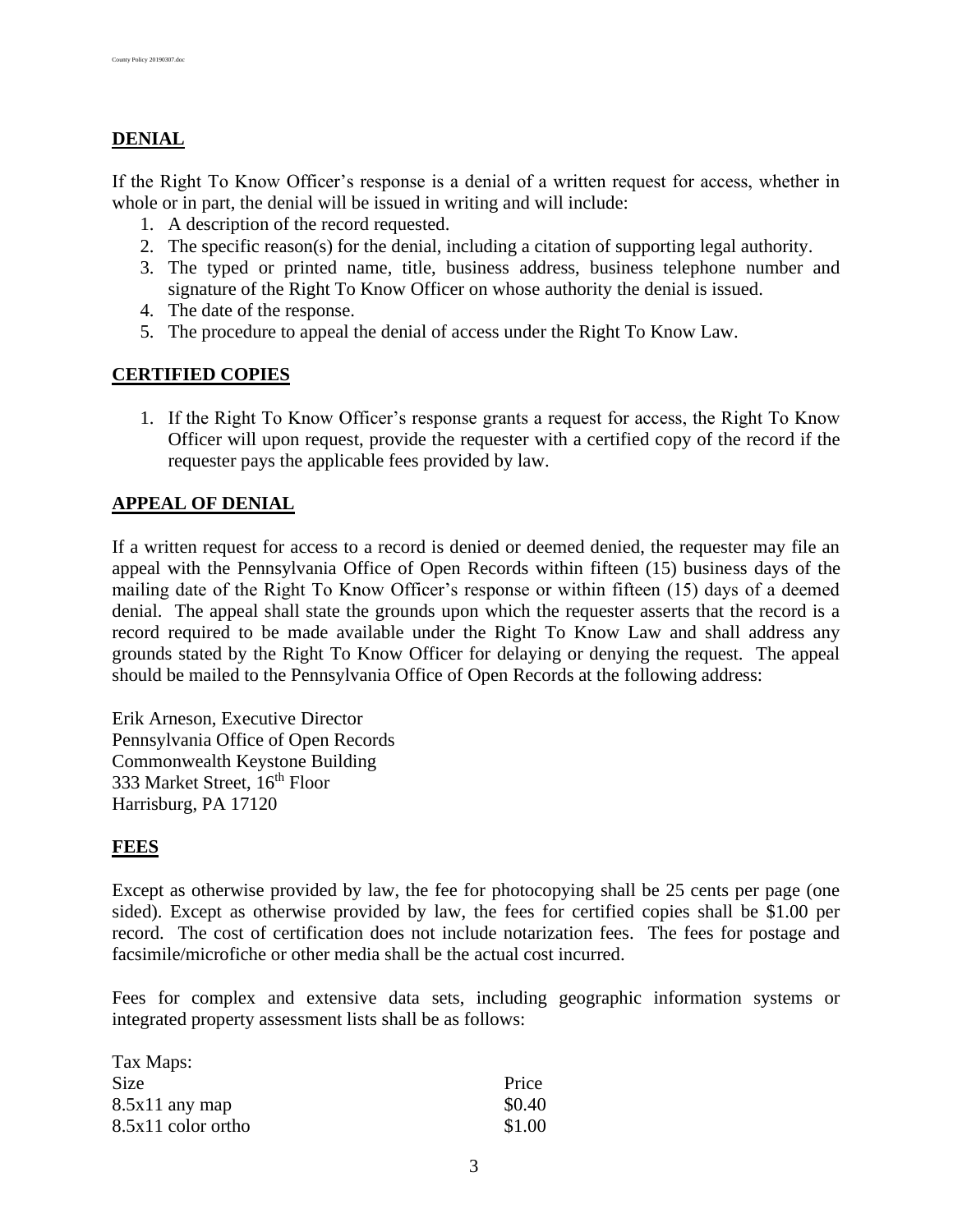## DENIAL

If the Right To Know Officer's response is a denial of a written request for access, whether in whole or in part, the denial will be issued in writing and will include:

1. A description of the record requested.
2. The specific reason(s) for the denial, including a citation of supporting legal authority.
3. The typed or printed name, title, business address, business telephone number and signature of the Right To Know Officer on whose authority the denial is issued.
4. The date of the response.
5. The procedure to appeal the denial of access under the Right To Know Law.

## CERTIFIED COPIES

1. If the Right To Know Officer's response grants a request for access, the Right To Know Officer will upon request, provide the requester with a certified copy of the record if the requester pays the applicable fees provided by law.

## APPEAL OF DENIAL

If a written request for access to a record is denied or deemed denied, the requester may file an appeal with the Pennsylvania Office of Open Records within fifteen (15) business days of the mailing date of the Right To Know Officer's response or within fifteen (15) days of a deemed denial. The appeal shall state the grounds upon which the requester asserts that the record is a record required to be made available under the Right To Know Law and shall address any grounds stated by the Right To Know Officer for delaying or denying the request. The appeal should be mailed to the Pennsylvania Office of Open Records at the following address:

Erik Arneson, Executive Director
Pennsylvania Office of Open Records
Commonwealth Keystone Building
333 Market Street, 16th Floor
Harrisburg, PA 17120

## FEES

Except as otherwise provided by law, the fee for photocopying shall be 25 cents per page (one sided). Except as otherwise provided by law, the fees for certified copies shall be $1.00 per record. The cost of certification does not include notarization fees. The fees for postage and facsimile/microfiche or other media shall be the actual cost incurred.

Fees for complex and extensive data sets, including geographic information systems or integrated property assessment lists shall be as follows:

Tax Maps:

| Size | Price |
|---|---|
| 8.5x11 any map | $0.40 |
| 8.5x11 color ortho | $1.00 |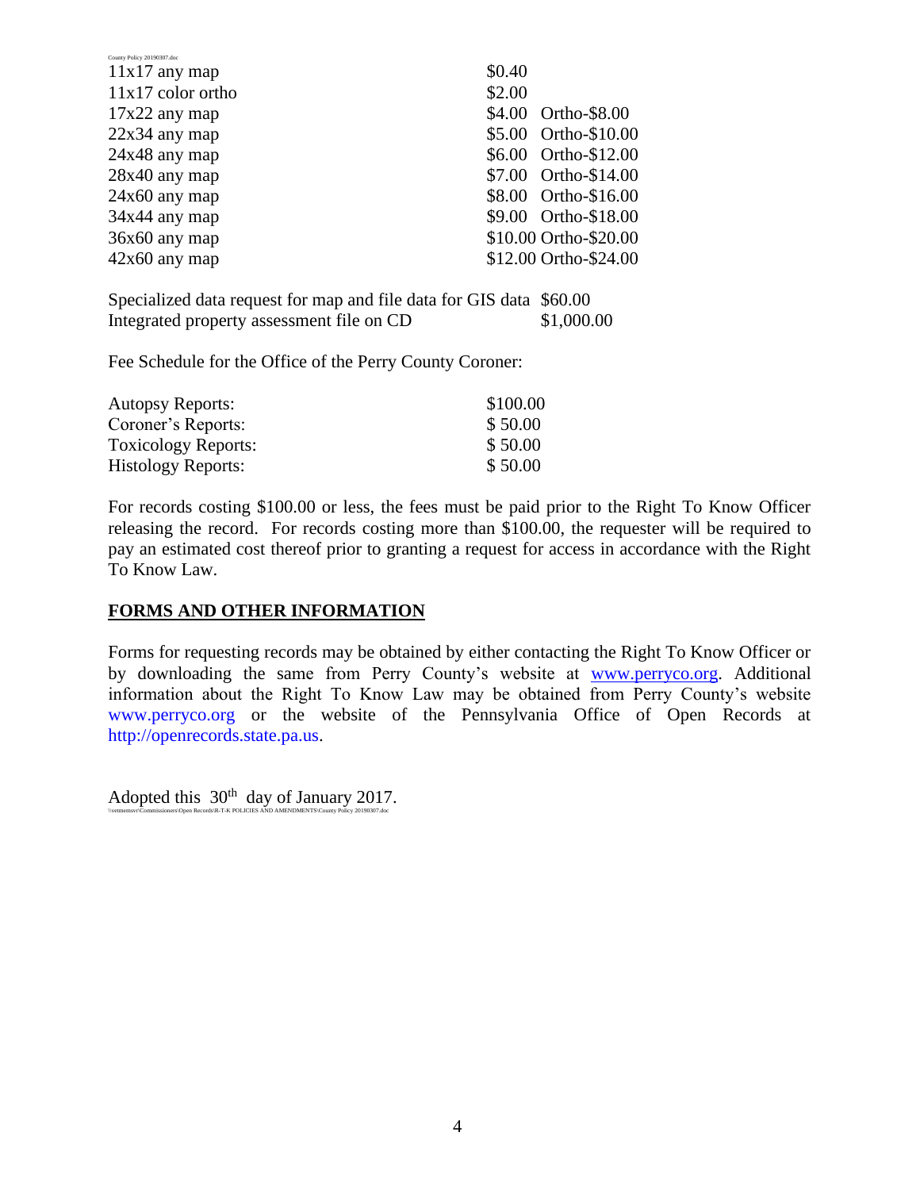| | | |
|---|---|---|
| 11x17 any map | $0.40 | |
| 11x17 color ortho | $2.00 | |
| 17x22 any map | $4.00 | Ortho-$8.00 |
| 22x34 any map | $5.00 | Ortho-$10.00 |
| 24x48 any map | $6.00 | Ortho-$12.00 |
| 28x40 any map | $7.00 | Ortho-$14.00 |
| 24x60 any map | $8.00 | Ortho-$16.00 |
| 34x44 any map | $9.00 | Ortho-$18.00 |
| 36x60 any map | $10.00 | Ortho-$20.00 |
| 42x60 any map | $12.00 | Ortho-$24.00 |

| | |
|---|---|
| Specialized data request for map and file data for GIS data | $60.00 |
| Integrated property assessment file on CD | $1,000.00 |

Fee Schedule for the Office of the Perry County Coroner:

| | |
|---|---|
| Autopsy Reports: | $100.00 |
| Coroner's Reports: | $ 50.00 |
| Toxicology Reports: | $ 50.00 |
| Histology Reports: | $ 50.00 |

For records costing $100.00 or less, the fees must be paid prior to the Right To Know Officer releasing the record. For records costing more than $100.00, the requester will be required to pay an estimated cost thereof prior to granting a request for access in accordance with the Right To Know Law.

**FORMS AND OTHER INFORMATION**

Forms for requesting records may be obtained by either contacting the Right To Know Officer or by downloading the same from Perry County's website at www.perryco.org. Additional information about the Right To Know Law may be obtained from Perry County's website www.perryco.org or the website of the Pennsylvania Office of Open Records at http://openrecords.state.pa.us.

Adopted this 30th day of January 2017.